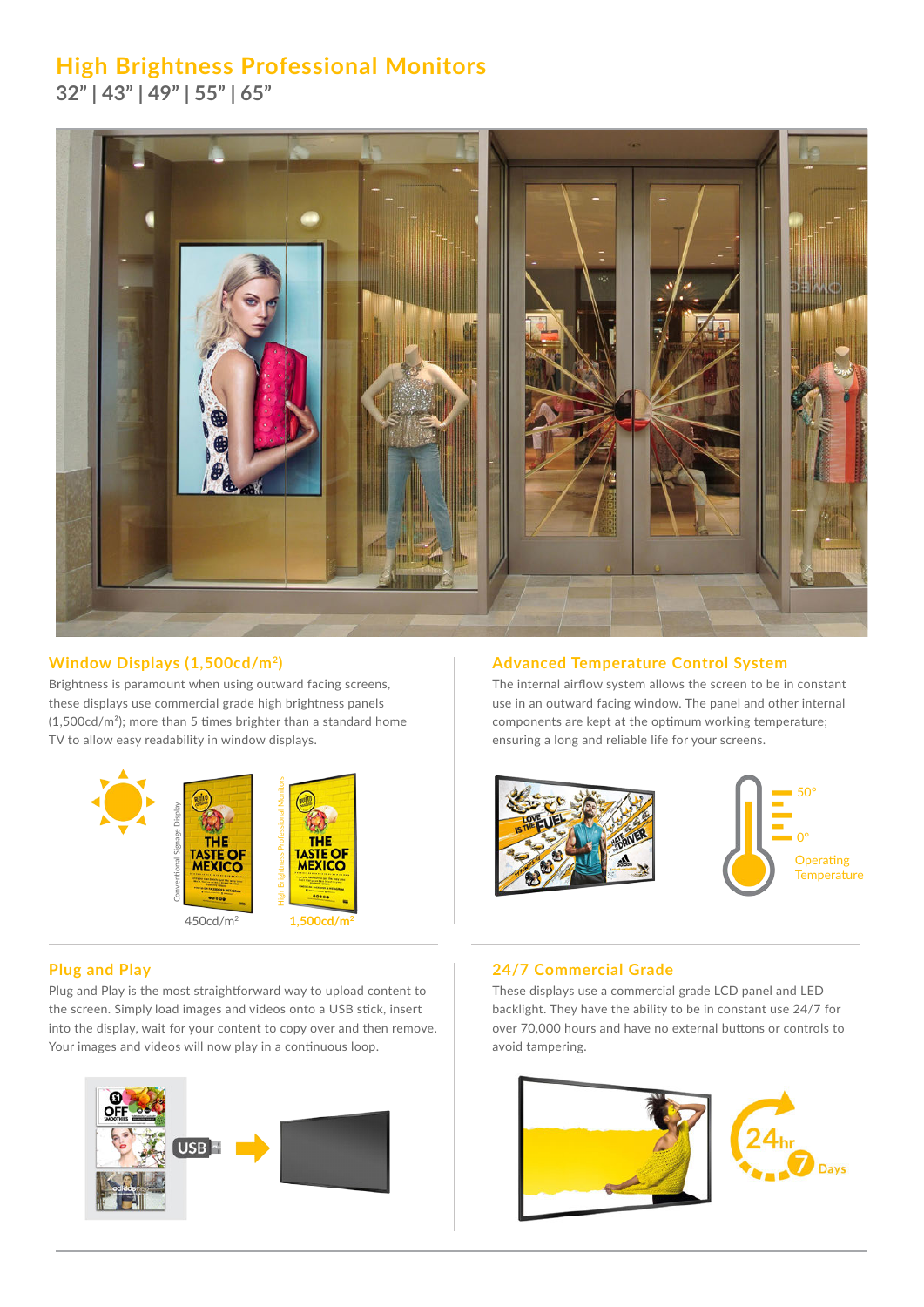# High Brightness Professional Monitors

32" | 43" | 49" | 55" | 65"

## Window Displays (1,500cd/m²)

Brightness is paramount when using outward facing screens, these displays use commercial grade high brightness panels (1,500cd/m²); more than 5 times brighter than a standard home TV to allow easy readability in window displays.

Conventional Signage Display — 450cd/m²

High Brightness Professional Monitors — 1,500cd/m²

## Advanced Temperature Control System

The internal airflow system allows the screen to be in constant use in an outward facing window. The panel and other internal components are kept at the optimum working temperature; ensuring a long and reliable life for your screens.

50° – 0° Operating Temperature

## Plug and Play

Plug and Play is the most straightforward way to upload content to the screen. Simply load images and videos onto a USB stick, insert into the display, wait for your content to copy over and then remove. Your images and videos will now play in a continuous loop.

## 24/7 Commercial Grade

These displays use a commercial grade LCD panel and LED backlight. They have the ability to be in constant use 24/7 for over 70,000 hours and have no external buttons or controls to avoid tampering.

24hr 7 Days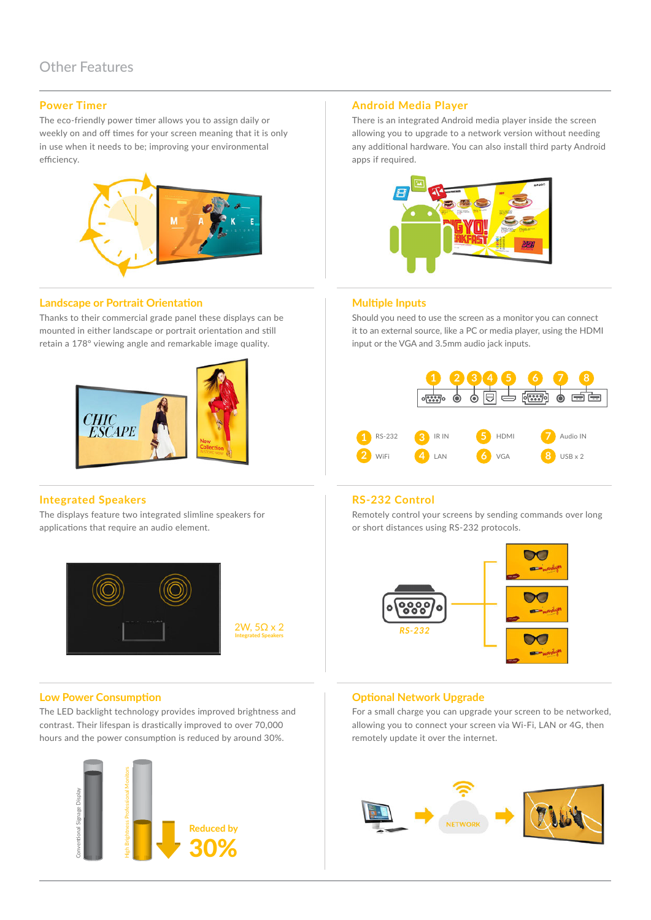# Other Features

## Power Timer

The eco-friendly power timer allows you to assign daily or weekly on and off times for your screen meaning that it is only in use when it needs to be; improving your environmental efficiency.

## Android Media Player

There is an integrated Android media player inside the screen allowing you to upgrade to a network version without needing any additional hardware. You can also install third party Android apps if required.

## Landscape or Portrait Orientation

Thanks to their commercial grade panel these displays can be mounted in either landscape or portrait orientation and still retain a 178° viewing angle and remarkable image quality.

## Multiple Inputs

Should you need to use the screen as a monitor you can connect it to an external source, like a PC or media player, using the HDMI input or the VGA and 3.5mm audio jack inputs.

1. RS-232
2. WiFi
3. IR IN
4. LAN
5. HDMI
6. VGA
7. Audio IN
8. USB x 2

## Integrated Speakers

The displays feature two integrated slimline speakers for applications that require an audio element.

2W, 5Ω x 2
Integrated Speakers

## RS-232 Control

Remotely control your screens by sending commands over long or short distances using RS-232 protocols.

## Low Power Consumption

The LED backlight technology provides improved brightness and contrast. Their lifespan is drastically improved to over 70,000 hours and the power consumption is reduced by around 30%.

Conventional Signage Display

High Brightness Professional Monitors

Reduced by 30%

## Optional Network Upgrade

For a small charge you can upgrade your screen to be networked, allowing you to connect your screen via Wi-Fi, LAN or 4G, then remotely update it over the internet.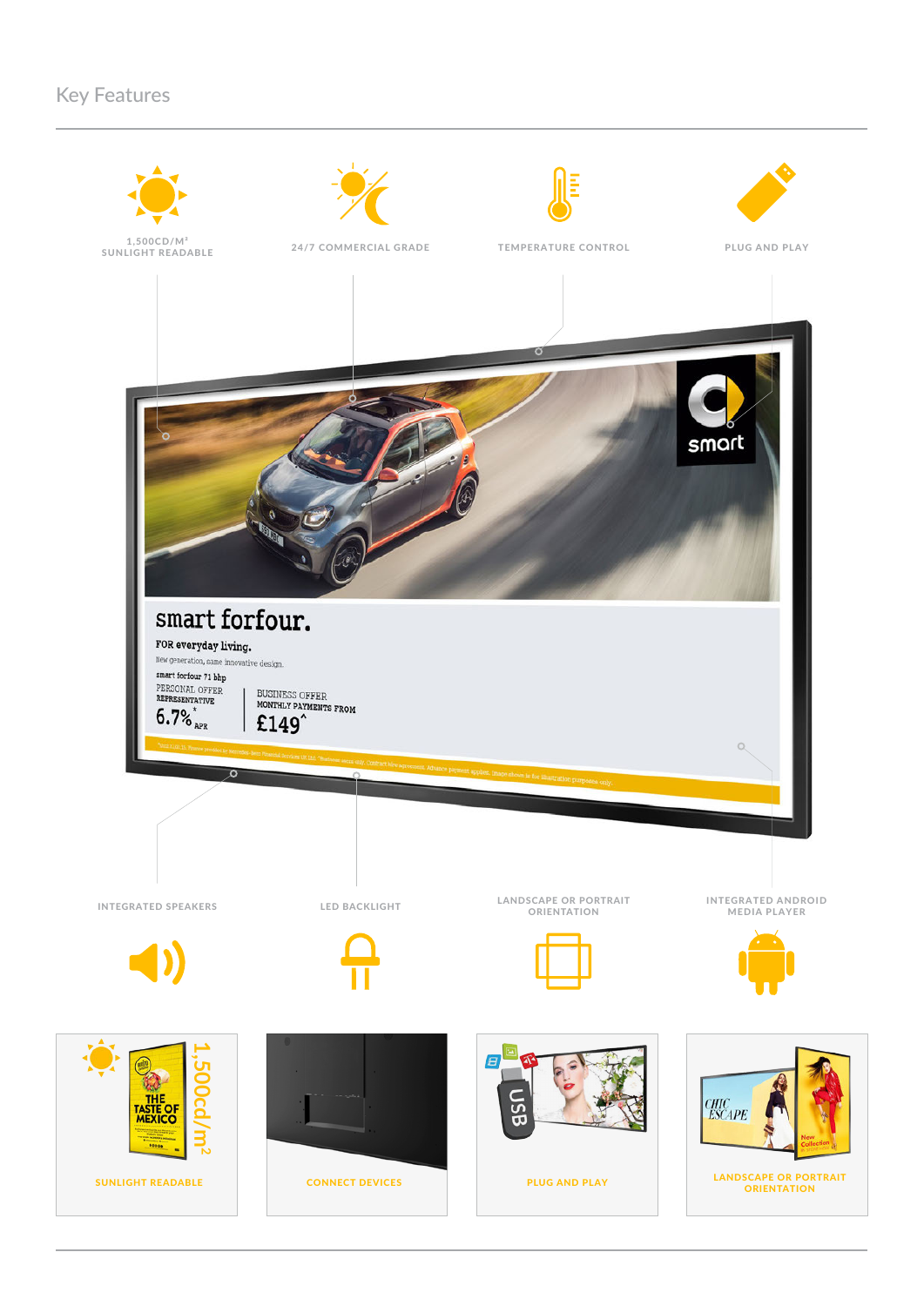## Key Features

1,500CD/M²
SUNLIGHT READABLE

24/7 COMMERCIAL GRADE

TEMPERATURE CONTROL

PLUG AND PLAY

INTEGRATED SPEAKERS

LED BACKLIGHT

LANDSCAPE OR PORTRAIT ORIENTATION

INTEGRATED ANDROID MEDIA PLAYER

SUNLIGHT READABLE

CONNECT DEVICES

PLUG AND PLAY

LANDSCAPE OR PORTRAIT ORIENTATION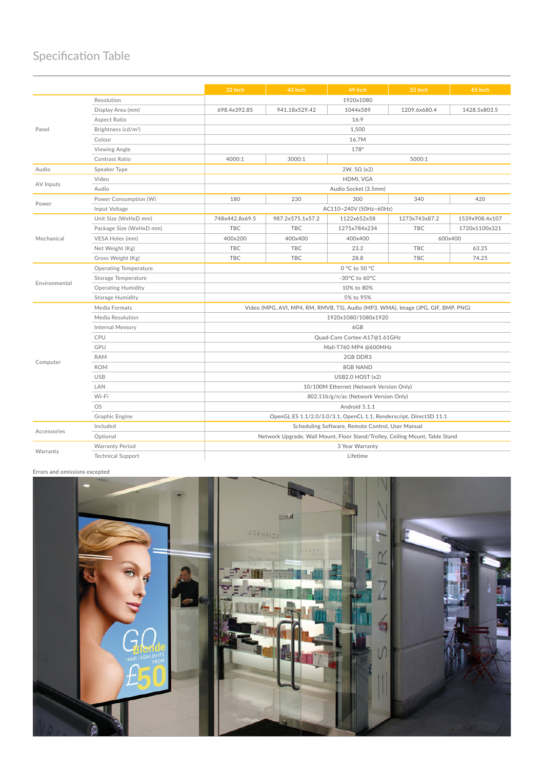## Specification Table

| | | 32 Inch | 43 Inch | 49 Inch | 55 Inch | 65 Inch |
|---|---|---|---|---|---|---|
| Panel | Resolution | 1920x1080 | | | | |
| | Display Area (mm) | 698.4x392.85 | 941.18x529.42 | 1044x589 | 1209.6x680.4 | 1428.5x803.5 |
| | Aspect Ratio | 16:9 | | | | |
| | Brightness (cd/m²) | 1,500 | | | | |
| | Colour | 16.7M | | | | |
| | Viewing Angle | 178° | | | | |
| | Contrast Ratio | 4000:1 | 3000:1 | 5000:1 | | |
| Audio | Speaker Type | 2W, 5Ω (x2) | | | | |
| AV Inputs | Video | HDMI, VGA | | | | |
| | Audio | Audio Socket (3.5mm) | | | | |
| Power | Power Consumption (W) | 180 | 230 | 300 | 340 | 420 |
| | Input Voltage | AC110~240V (50Hz~60Hz) | | | | |
| Mechanical | Unit Size (WxHxD mm) | 748x442.8x69.5 | 987.2x575.1x57.2 | 1122x652x58 | 1273x743x87.2 | 1539x908.4x107 |
| | Package Size (WxHxD mm) | TBC | TBC | 1275x784x234 | TBC | 1720x1100x321 |
| | VESA Holes (mm) | 400x200 | 400x400 | 400x400 | 600x400 | |
| | Net Weight (Kg) | TBC | TBC | 23.2 | TBC | 63.25 |
| | Gross Weight (Kg) | TBC | TBC | 28.8 | TBC | 74.25 |
| Environmental | Operating Temperature | 0 °C to 50 °C | | | | |
| | Storage Temperature | -30°C to 60°C | | | | |
| | Operating Humidity | 10% to 80% | | | | |
| | Storage Humidity | 5% to 95% | | | | |
| Computer | Media Formats | Video (MPG, AVI, MP4, RM, RMVB, TS), Audio (MP3, WMA), Image (JPG, GIF, BMP, PNG) | | | | |
| | Media Resolution | 1920x1080/1080x1920 | | | | |
| | Internal Memory | 6GB | | | | |
| | CPU | Quad-Core Cortex-A17@1.61GHz | | | | |
| | GPU | Mali-T760 MP4 @600MHz | | | | |
| | RAM | 2GB DDR3 | | | | |
| | ROM | 8GB NAND | | | | |
| | USB | USB2.0 HOST (x2) | | | | |
| | LAN | 10/100M Ethernet (Network Version Only) | | | | |
| | Wi-Fi | 802.11b/g/n/ac (Network Version Only) | | | | |
| | OS | Android 5.1.1 | | | | |
| | Graphic Engine | OpenGL ES 1.1/2.0/3.0/3.1, OpenCL 1.1, Renderscript, Direct3D 11.1 | | | | |
| Accessories | Included | Scheduling Software, Remote Control, User Manual | | | | |
| | Optional | Network Upgrade, Wall Mount, Floor Stand/Trolley, Ceiling Mount, Table Stand | | | | |
| Warranty | Warranty Period | 3 Year Warranty | | | | |
| | Technical Support | Lifetime | | | | |

Errors and omissions excepted